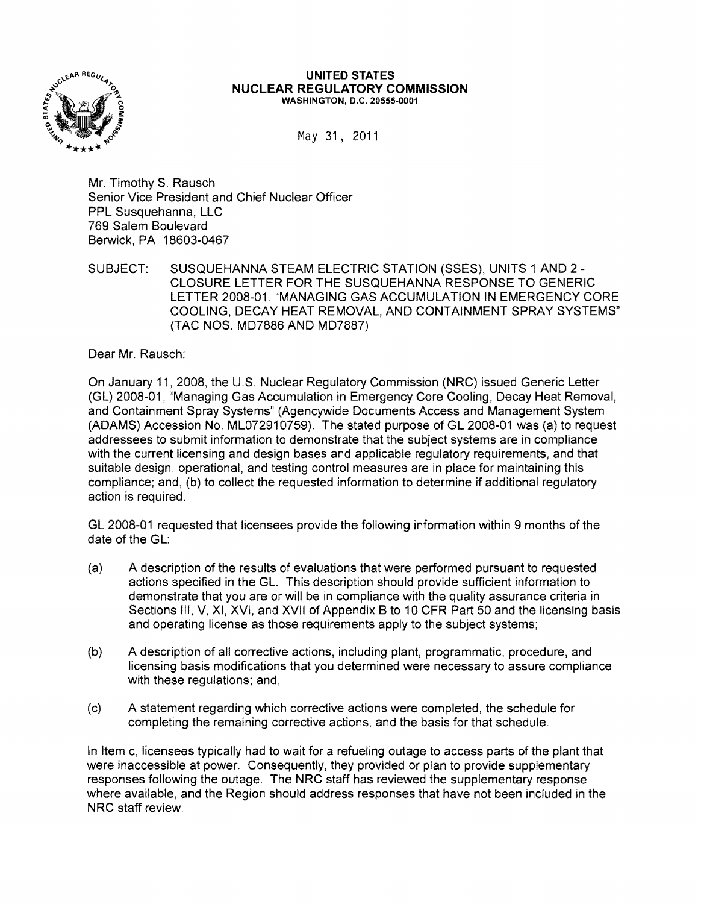**UNITED STATES**
**NUCLEAR REGULATORY COMMISSION**
WASHINGTON, D.C. 20555-0001

May 31, 2011

Mr. Timothy S. Rausch
Senior Vice President and Chief Nuclear Officer
PPL Susquehanna, LLC
769 Salem Boulevard
Berwick, PA 18603-0467

SUBJECT: SUSQUEHANNA STEAM ELECTRIC STATION (SSES), UNITS 1 AND 2 - CLOSURE LETTER FOR THE SUSQUEHANNA RESPONSE TO GENERIC LETTER 2008-01, "MANAGING GAS ACCUMULATION IN EMERGENCY CORE COOLING, DECAY HEAT REMOVAL, AND CONTAINMENT SPRAY SYSTEMS" (TAC NOS. MD7886 AND MD7887)

Dear Mr. Rausch:

On January 11, 2008, the U.S. Nuclear Regulatory Commission (NRC) issued Generic Letter (GL) 2008-01, "Managing Gas Accumulation in Emergency Core Cooling, Decay Heat Removal, and Containment Spray Systems" (Agencywide Documents Access and Management System (ADAMS) Accession No. ML072910759). The stated purpose of GL 2008-01 was (a) to request addressees to submit information to demonstrate that the subject systems are in compliance with the current licensing and design bases and applicable regulatory requirements, and that suitable design, operational, and testing control measures are in place for maintaining this compliance; and, (b) to collect the requested information to determine if additional regulatory action is required.

GL 2008-01 requested that licensees provide the following information within 9 months of the date of the GL:

(a) A description of the results of evaluations that were performed pursuant to requested actions specified in the GL. This description should provide sufficient information to demonstrate that you are or will be in compliance with the quality assurance criteria in Sections III, V, XI, XVI, and XVII of Appendix B to 10 CFR Part 50 and the licensing basis and operating license as those requirements apply to the subject systems;

(b) A description of all corrective actions, including plant, programmatic, procedure, and licensing basis modifications that you determined were necessary to assure compliance with these regulations; and,

(c) A statement regarding which corrective actions were completed, the schedule for completing the remaining corrective actions, and the basis for that schedule.

In Item c, licensees typically had to wait for a refueling outage to access parts of the plant that were inaccessible at power. Consequently, they provided or plan to provide supplementary responses following the outage. The NRC staff has reviewed the supplementary response where available, and the Region should address responses that have not been included in the NRC staff review.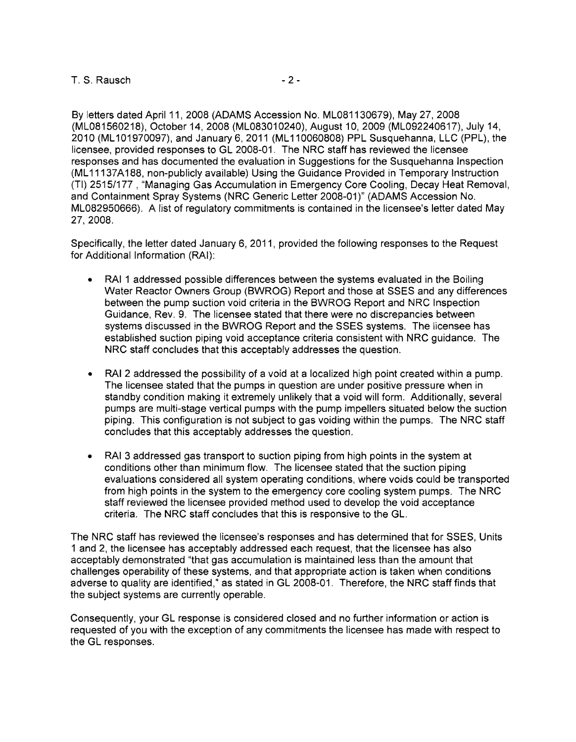By letters dated April 11, 2008 (ADAMS Accession No. ML081130679), May 27, 2008 (ML081560218), October 14, 2008 (ML083010240), August 10, 2009 (ML092240617), July 14, 2010 (ML101970097), and January 6, 2011 (ML110060808) PPL Susquehanna, LLC (PPL), the licensee, provided responses to GL 2008-01. The NRC staff has reviewed the licensee responses and has documented the evaluation in Suggestions for the Susquehanna Inspection (ML11137A188, non-publicly available) Using the Guidance Provided in Temporary Instruction (TI) 2515/177 , "Managing Gas Accumulation in Emergency Core Cooling, Decay Heat Removal, and Containment Spray Systems (NRC Generic Letter 2008-01)" (ADAMS Accession No. ML082950666). A list of regulatory commitments is contained in the licensee's letter dated May 27, 2008.

Specifically, the letter dated January 6, 2011, provided the following responses to the Request for Additional Information (RAI):

- RAI 1 addressed possible differences between the systems evaluated in the Boiling Water Reactor Owners Group (BWROG) Report and those at SSES and any differences between the pump suction void criteria in the BWROG Report and NRC Inspection Guidance, Rev. 9. The licensee stated that there were no discrepancies between systems discussed in the BWROG Report and the SSES systems. The licensee has established suction piping void acceptance criteria consistent with NRC guidance. The NRC staff concludes that this acceptably addresses the question.
- RAI 2 addressed the possibility of a void at a localized high point created within a pump. The licensee stated that the pumps in question are under positive pressure when in standby condition making it extremely unlikely that a void will form. Additionally, several pumps are multi-stage vertical pumps with the pump impellers situated below the suction piping. This configuration is not subject to gas voiding within the pumps. The NRC staff concludes that this acceptably addresses the question.
- RAI 3 addressed gas transport to suction piping from high points in the system at conditions other than minimum flow. The licensee stated that the suction piping evaluations considered all system operating conditions, where voids could be transported from high points in the system to the emergency core cooling system pumps. The NRC staff reviewed the licensee provided method used to develop the void acceptance criteria. The NRC staff concludes that this is responsive to the GL.

The NRC staff has reviewed the licensee's responses and has determined that for SSES, Units 1 and 2, the licensee has acceptably addressed each request, that the licensee has also acceptably demonstrated "that gas accumulation is maintained less than the amount that challenges operability of these systems, and that appropriate action is taken when conditions adverse to quality are identified," as stated in GL 2008-01. Therefore, the NRC staff finds that the subject systems are currently operable.

Consequently, your GL response is considered closed and no further information or action is requested of you with the exception of any commitments the licensee has made with respect to the GL responses.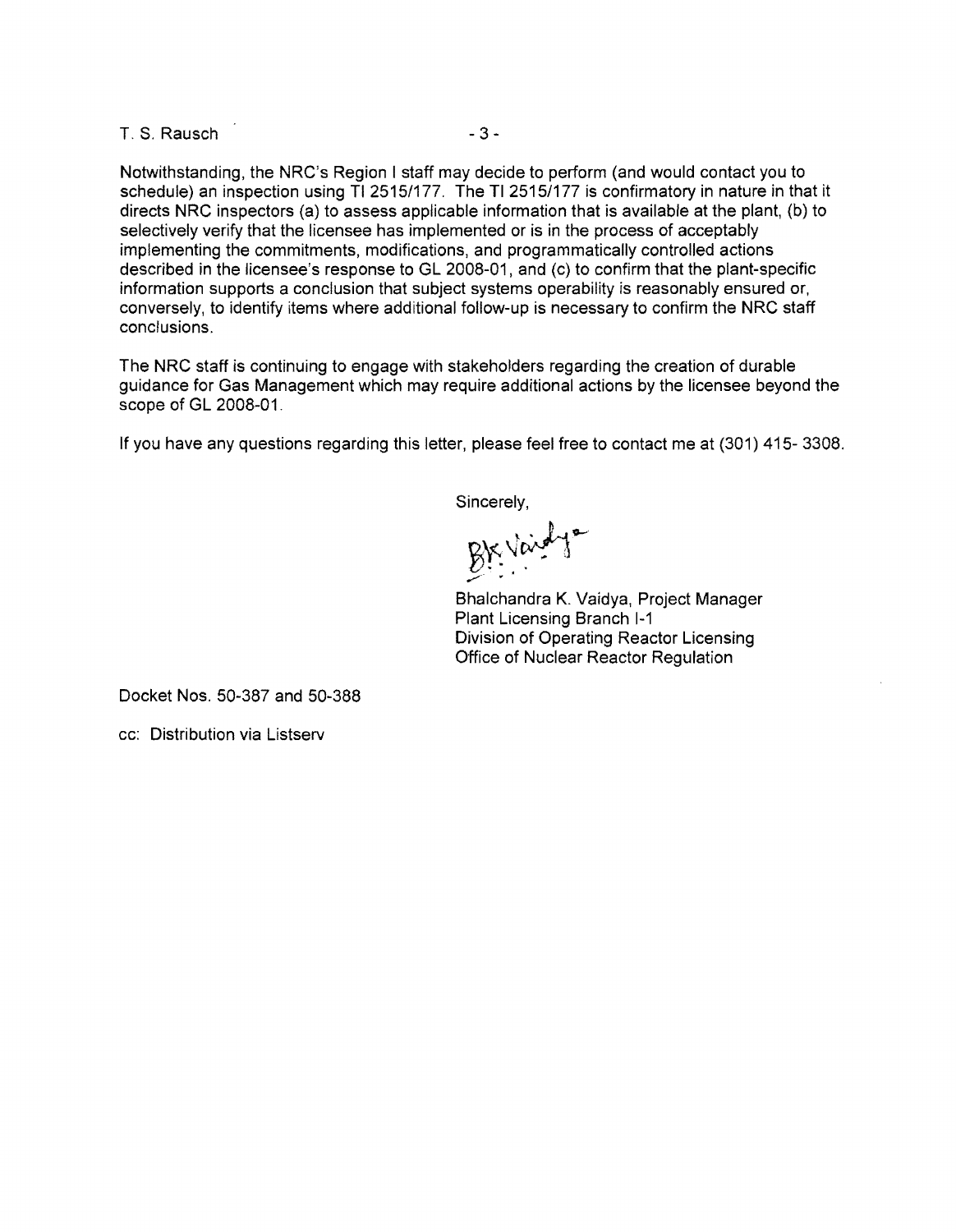Notwithstanding, the NRC's Region I staff may decide to perform (and would contact you to schedule) an inspection using TI 2515/177. The TI 2515/177 is confirmatory in nature in that it directs NRC inspectors (a) to assess applicable information that is available at the plant, (b) to selectively verify that the licensee has implemented or is in the process of acceptably implementing the commitments, modifications, and programmatically controlled actions described in the licensee's response to GL 2008-01, and (c) to confirm that the plant-specific information supports a conclusion that subject systems operability is reasonably ensured or, conversely, to identify items where additional follow-up is necessary to confirm the NRC staff conclusions.

The NRC staff is continuing to engage with stakeholders regarding the creation of durable guidance for Gas Management which may require additional actions by the licensee beyond the scope of GL 2008-01.

If you have any questions regarding this letter, please feel free to contact me at (301) 415- 3308.

Sincerely,

BK Vaidya

Bhalchandra K. Vaidya, Project Manager
Plant Licensing Branch I-1
Division of Operating Reactor Licensing
Office of Nuclear Reactor Regulation

Docket Nos. 50-387 and 50-388

cc: Distribution via Listserv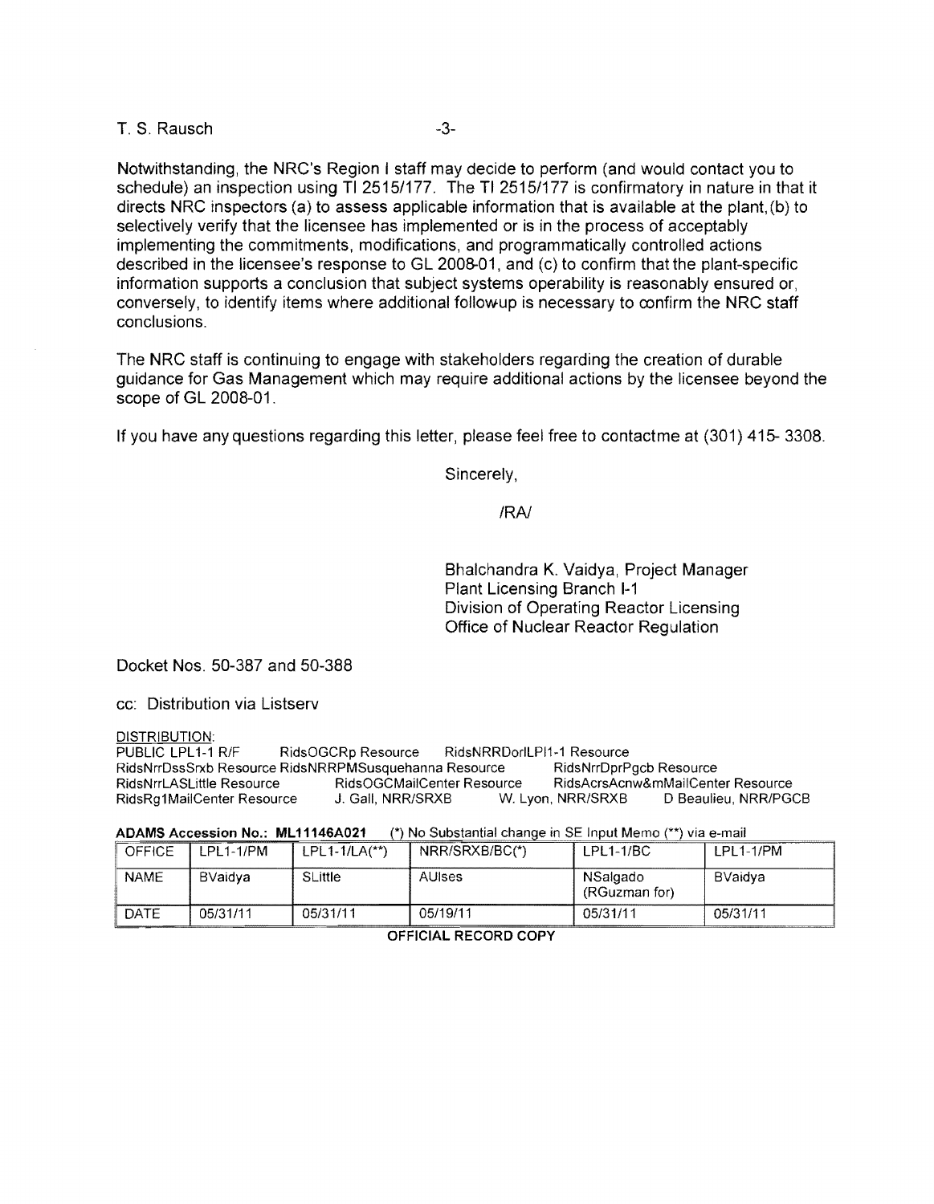T. S. Rausch

Notwithstanding, the NRC's Region I staff may decide to perform (and would contact you to schedule) an inspection using TI 2515/177. The TI 2515/177 is confirmatory in nature in that it directs NRC inspectors (a) to assess applicable information that is available at the plant, (b) to selectively verify that the licensee has implemented or is in the process of acceptably implementing the commitments, modifications, and programmatically controlled actions described in the licensee's response to GL 2008-01, and (c) to confirm that the plant-specific information supports a conclusion that subject systems operability is reasonably ensured or, conversely, to identify items where additional follow-up is necessary to confirm the NRC staff conclusions.

The NRC staff is continuing to engage with stakeholders regarding the creation of durable guidance for Gas Management which may require additional actions by the licensee beyond the scope of GL 2008-01.

If you have any questions regarding this letter, please feel free to contact me at (301) 415-3308.

Sincerely,

/RA/

Bhalchandra K. Vaidya, Project Manager
Plant Licensing Branch I-1
Division of Operating Reactor Licensing
Office of Nuclear Reactor Regulation

Docket Nos. 50-387 and 50-388

cc: Distribution via Listserv

DISTRIBUTION:
PUBLIC LPL1-1 R/F RidsOGCRp Resource RidsNRRDorlLPl1-1 Resource
RidsNrrDssSrxb Resource RidsNRRPMSusquehanna Resource RidsNrrDprPgcb Resource
RidsNrrLASLittle Resource RidsOGCMailCenter Resource RidsAcrsAcnw&mMailCenter Resource
RidsRg1MailCenter Resource J. Gall, NRR/SRXB W. Lyon, NRR/SRXB D Beaulieu, NRR/PGCB

**ADAMS Accession No.: ML11146A021** (*) No Substantial change in SE Input Memo (**) via e-mail

| OFFICE | LPL1-1/PM | LPL1-1/LA(**) | NRR/SRXB/BC(*) | LPL1-1/BC | LPL1-1/PM |
|---|---|---|---|---|---|
| NAME | BVaidya | SLittle | AUlses | NSalgado (RGuzman for) | BVaidya |
| DATE | 05/31/11 | 05/31/11 | 05/19/11 | 05/31/11 | 05/31/11 |

OFFICIAL RECORD COPY